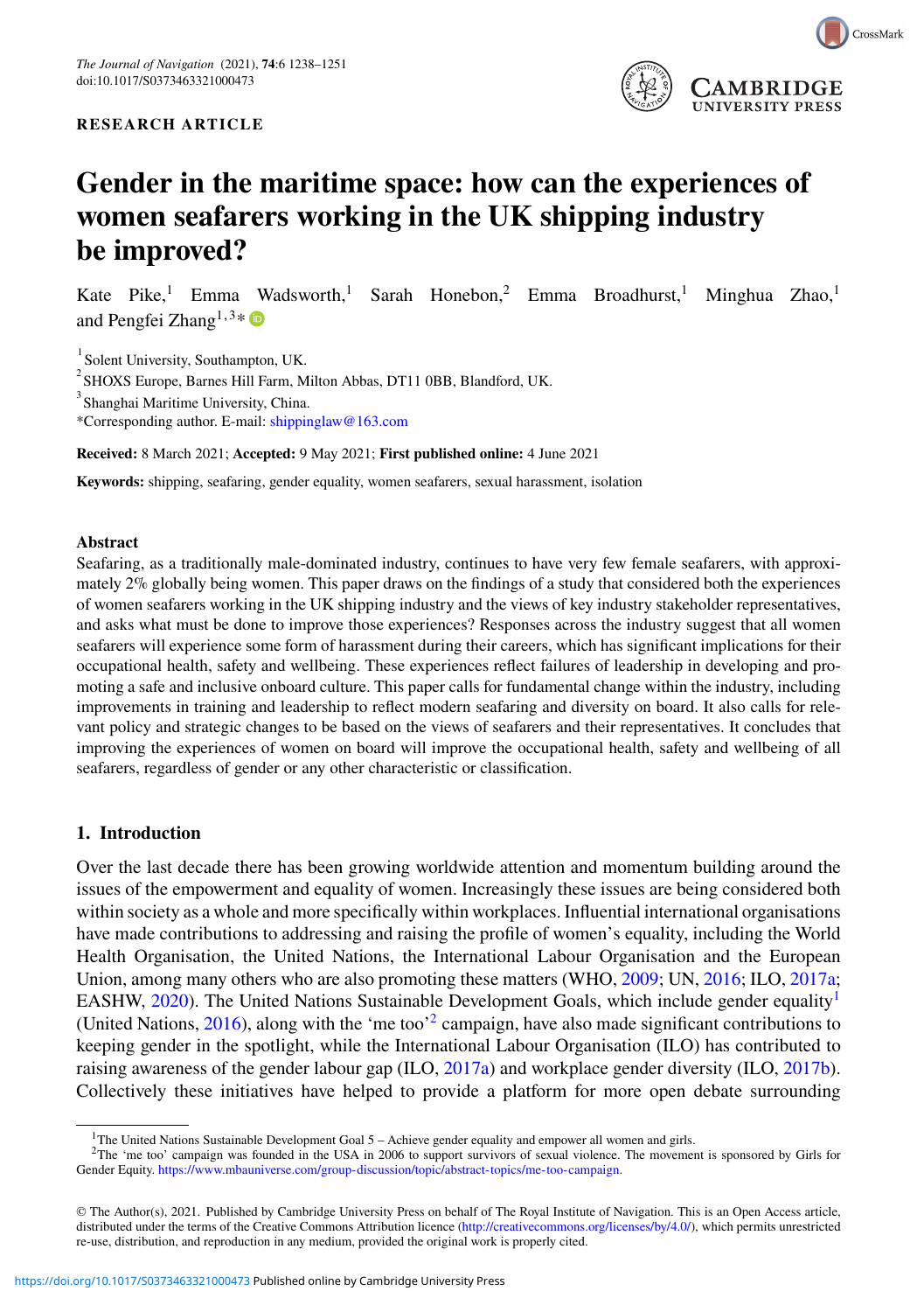RESEARCH ARTICLE

# Gender in the maritime space: how can the experiences of women seafarers working in the UK shipping industry be improved?

Kate Pike,[1] Emma Wadsworth,[1] Sarah Honebon,[2] Emma Broadhurst,[1] Minghua Zhao,[1] and Pengfei Zhang[1,3]*

[1] Solent University, Southampton, UK.
[2] SHOXS Europe, Barnes Hill Farm, Milton Abbas, DT11 0BB, Blandford, UK.
[3] Shanghai Maritime University, China.
*Corresponding author. E-mail: shippinglaw@163.com

**Received:** 8 March 2021; **Accepted:** 9 May 2021; **First published online:** 4 June 2021

**Keywords:** shipping, seafaring, gender equality, women seafarers, sexual harassment, isolation

## Abstract

Seafaring, as a traditionally male-dominated industry, continues to have very few female seafarers, with approximately 2% globally being women. This paper draws on the findings of a study that considered both the experiences of women seafarers working in the UK shipping industry and the views of key industry stakeholder representatives, and asks what must be done to improve those experiences? Responses across the industry suggest that all women seafarers will experience some form of harassment during their careers, which has significant implications for their occupational health, safety and wellbeing. These experiences reflect failures of leadership in developing and promoting a safe and inclusive onboard culture. This paper calls for fundamental change within the industry, including improvements in training and leadership to reflect modern seafaring and diversity on board. It also calls for relevant policy and strategic changes to be based on the views of seafarers and their representatives. It concludes that improving the experiences of women on board will improve the occupational health, safety and wellbeing of all seafarers, regardless of gender or any other characteristic or classification.

## 1. Introduction

Over the last decade there has been growing worldwide attention and momentum building around the issues of the empowerment and equality of women. Increasingly these issues are being considered both within society as a whole and more specifically within workplaces. Influential international organisations have made contributions to addressing and raising the profile of women's equality, including the World Health Organisation, the United Nations, the International Labour Organisation and the European Union, among many others who are also promoting these matters (WHO, 2009; UN, 2016; ILO, 2017a; EASHW, 2020). The United Nations Sustainable Development Goals, which include gender equality[1] (United Nations, 2016), along with the 'me too'[2] campaign, have also made significant contributions to keeping gender in the spotlight, while the International Labour Organisation (ILO) has contributed to raising awareness of the gender labour gap (ILO, 2017a) and workplace gender diversity (ILO, 2017b). Collectively these initiatives have helped to provide a platform for more open debate surrounding

[1] The United Nations Sustainable Development Goal 5 – Achieve gender equality and empower all women and girls.
[2] The 'me too' campaign was founded in the USA in 2006 to support survivors of sexual violence. The movement is sponsored by Girls for Gender Equity. https://www.mbauniverse.com/group-discussion/topic/abstract-topics/me-too-campaign.

© The Author(s), 2021. Published by Cambridge University Press on behalf of The Royal Institute of Navigation. This is an Open Access article, distributed under the terms of the Creative Commons Attribution licence (http://creativecommons.org/licenses/by/4.0/), which permits unrestricted re-use, distribution, and reproduction in any medium, provided the original work is properly cited.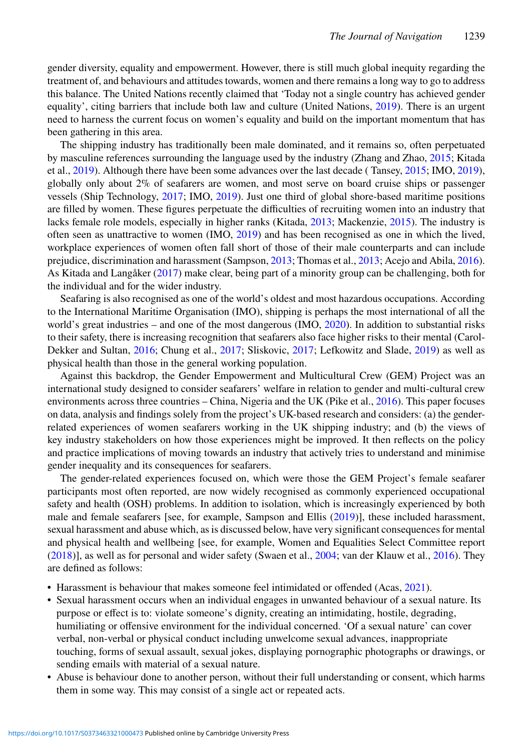gender diversity, equality and empowerment. However, there is still much global inequity regarding the treatment of, and behaviours and attitudes towards, women and there remains a long way to go to address this balance. The United Nations recently claimed that 'Today not a single country has achieved gender equality', citing barriers that include both law and culture (United Nations, 2019). There is an urgent need to harness the current focus on women's equality and build on the important momentum that has been gathering in this area.

The shipping industry has traditionally been male dominated, and it remains so, often perpetuated by masculine references surrounding the language used by the industry (Zhang and Zhao, 2015; Kitada et al., 2019). Although there have been some advances over the last decade ( Tansey, 2015; IMO, 2019), globally only about 2% of seafarers are women, and most serve on board cruise ships or passenger vessels (Ship Technology, 2017; IMO, 2019). Just one third of global shore-based maritime positions are filled by women. These figures perpetuate the difficulties of recruiting women into an industry that lacks female role models, especially in higher ranks (Kitada, 2013; Mackenzie, 2015). The industry is often seen as unattractive to women (IMO, 2019) and has been recognised as one in which the lived, workplace experiences of women often fall short of those of their male counterparts and can include prejudice, discrimination and harassment (Sampson, 2013; Thomas et al., 2013; Acejo and Abila, 2016). As Kitada and Langåker (2017) make clear, being part of a minority group can be challenging, both for the individual and for the wider industry.

Seafaring is also recognised as one of the world's oldest and most hazardous occupations. According to the International Maritime Organisation (IMO), shipping is perhaps the most international of all the world's great industries – and one of the most dangerous (IMO, 2020). In addition to substantial risks to their safety, there is increasing recognition that seafarers also face higher risks to their mental (Carol-Dekker and Sultan, 2016; Chung et al., 2017; Sliskovic, 2017; Lefkowitz and Slade, 2019) as well as physical health than those in the general working population.

Against this backdrop, the Gender Empowerment and Multicultural Crew (GEM) Project was an international study designed to consider seafarers' welfare in relation to gender and multi-cultural crew environments across three countries – China, Nigeria and the UK (Pike et al., 2016). This paper focuses on data, analysis and findings solely from the project's UK-based research and considers: (a) the gender-related experiences of women seafarers working in the UK shipping industry; and (b) the views of key industry stakeholders on how those experiences might be improved. It then reflects on the policy and practice implications of moving towards an industry that actively tries to understand and minimise gender inequality and its consequences for seafarers.

The gender-related experiences focused on, which were those the GEM Project's female seafarer participants most often reported, are now widely recognised as commonly experienced occupational safety and health (OSH) problems. In addition to isolation, which is increasingly experienced by both male and female seafarers [see, for example, Sampson and Ellis (2019)], these included harassment, sexual harassment and abuse which, as is discussed below, have very significant consequences for mental and physical health and wellbeing [see, for example, Women and Equalities Select Committee report (2018)], as well as for personal and wider safety (Swaen et al., 2004; van der Klauw et al., 2016). They are defined as follows:

- Harassment is behaviour that makes someone feel intimidated or offended (Acas, 2021).
- Sexual harassment occurs when an individual engages in unwanted behaviour of a sexual nature. Its purpose or effect is to: violate someone's dignity, creating an intimidating, hostile, degrading, humiliating or offensive environment for the individual concerned. 'Of a sexual nature' can cover verbal, non-verbal or physical conduct including unwelcome sexual advances, inappropriate touching, forms of sexual assault, sexual jokes, displaying pornographic photographs or drawings, or sending emails with material of a sexual nature.
- Abuse is behaviour done to another person, without their full understanding or consent, which harms them in some way. This may consist of a single act or repeated acts.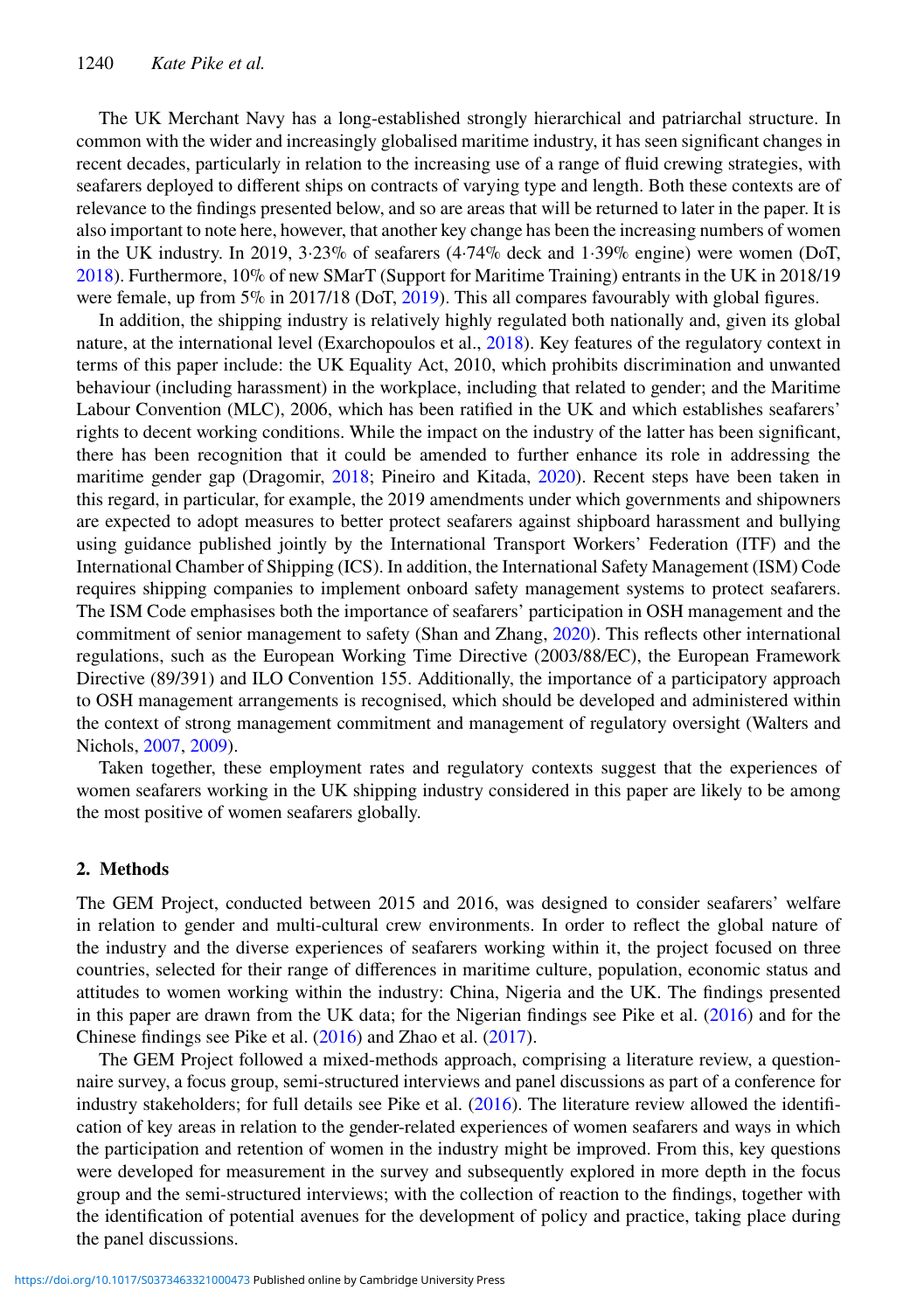The UK Merchant Navy has a long-established strongly hierarchical and patriarchal structure. In common with the wider and increasingly globalised maritime industry, it has seen significant changes in recent decades, particularly in relation to the increasing use of a range of fluid crewing strategies, with seafarers deployed to different ships on contracts of varying type and length. Both these contexts are of relevance to the findings presented below, and so are areas that will be returned to later in the paper. It is also important to note here, however, that another key change has been the increasing numbers of women in the UK industry. In 2019, 3·23% of seafarers (4·74% deck and 1·39% engine) were women (DoT, 2018). Furthermore, 10% of new SMarT (Support for Maritime Training) entrants in the UK in 2018/19 were female, up from 5% in 2017/18 (DoT, 2019). This all compares favourably with global figures.

In addition, the shipping industry is relatively highly regulated both nationally and, given its global nature, at the international level (Exarchopoulos et al., 2018). Key features of the regulatory context in terms of this paper include: the UK Equality Act, 2010, which prohibits discrimination and unwanted behaviour (including harassment) in the workplace, including that related to gender; and the Maritime Labour Convention (MLC), 2006, which has been ratified in the UK and which establishes seafarers' rights to decent working conditions. While the impact on the industry of the latter has been significant, there has been recognition that it could be amended to further enhance its role in addressing the maritime gender gap (Dragomir, 2018; Pineiro and Kitada, 2020). Recent steps have been taken in this regard, in particular, for example, the 2019 amendments under which governments and shipowners are expected to adopt measures to better protect seafarers against shipboard harassment and bullying using guidance published jointly by the International Transport Workers' Federation (ITF) and the International Chamber of Shipping (ICS). In addition, the International Safety Management (ISM) Code requires shipping companies to implement onboard safety management systems to protect seafarers. The ISM Code emphasises both the importance of seafarers' participation in OSH management and the commitment of senior management to safety (Shan and Zhang, 2020). This reflects other international regulations, such as the European Working Time Directive (2003/88/EC), the European Framework Directive (89/391) and ILO Convention 155. Additionally, the importance of a participatory approach to OSH management arrangements is recognised, which should be developed and administered within the context of strong management commitment and management of regulatory oversight (Walters and Nichols, 2007, 2009).

Taken together, these employment rates and regulatory contexts suggest that the experiences of women seafarers working in the UK shipping industry considered in this paper are likely to be among the most positive of women seafarers globally.

## 2. Methods

The GEM Project, conducted between 2015 and 2016, was designed to consider seafarers' welfare in relation to gender and multi-cultural crew environments. In order to reflect the global nature of the industry and the diverse experiences of seafarers working within it, the project focused on three countries, selected for their range of differences in maritime culture, population, economic status and attitudes to women working within the industry: China, Nigeria and the UK. The findings presented in this paper are drawn from the UK data; for the Nigerian findings see Pike et al. (2016) and for the Chinese findings see Pike et al. (2016) and Zhao et al. (2017).

The GEM Project followed a mixed-methods approach, comprising a literature review, a questionnaire survey, a focus group, semi-structured interviews and panel discussions as part of a conference for industry stakeholders; for full details see Pike et al. (2016). The literature review allowed the identification of key areas in relation to the gender-related experiences of women seafarers and ways in which the participation and retention of women in the industry might be improved. From this, key questions were developed for measurement in the survey and subsequently explored in more depth in the focus group and the semi-structured interviews; with the collection of reaction to the findings, together with the identification of potential avenues for the development of policy and practice, taking place during the panel discussions.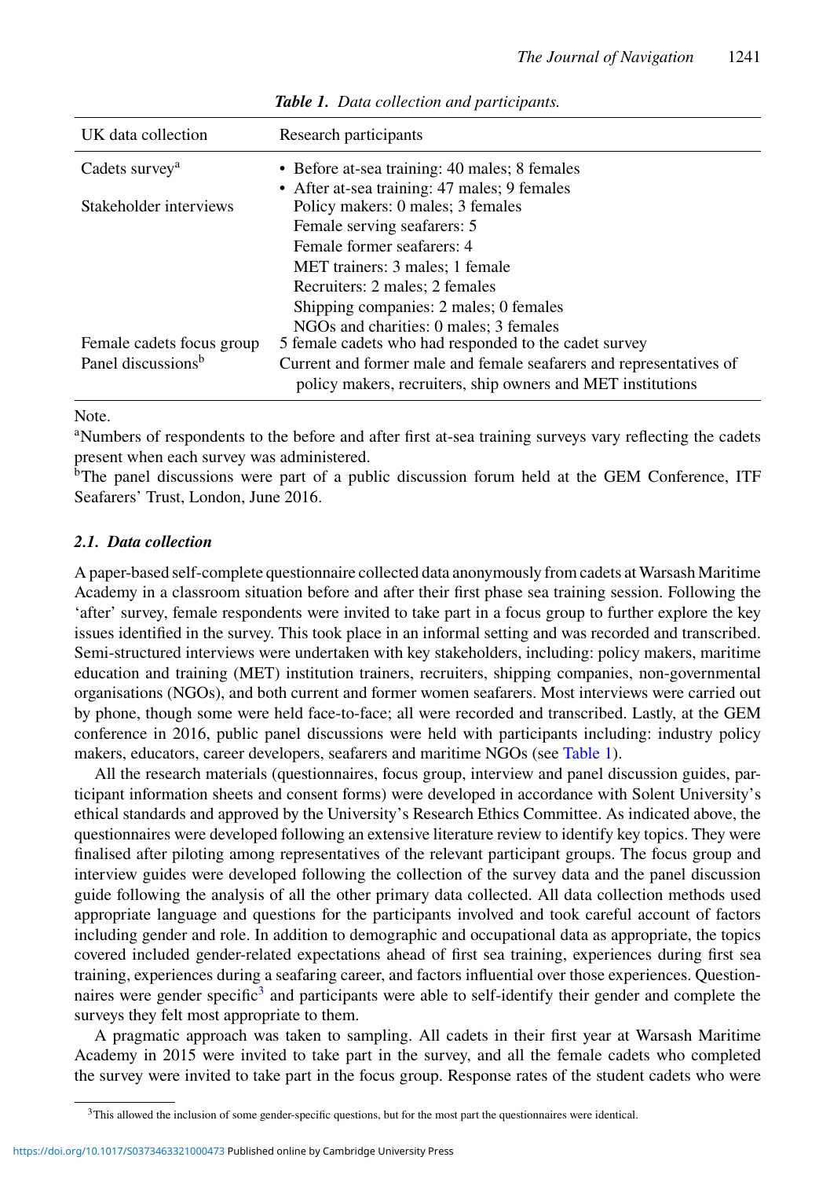*Table 1. Data collection and participants.*

| UK data collection | Research participants |
|---|---|
| Cadets survey[a] | • Before at-sea training: 40 males; 8 females<br>• After at-sea training: 47 males; 9 females |
| Stakeholder interviews | Policy makers: 0 males; 3 females<br>Female serving seafarers: 5<br>Female former seafarers: 4<br>MET trainers: 3 males; 1 female<br>Recruiters: 2 males; 2 females<br>Shipping companies: 2 males; 0 females<br>NGOs and charities: 0 males; 3 females |
| Female cadets focus group | 5 female cadets who had responded to the cadet survey |
| Panel discussions[b] | Current and former male and female seafarers and representatives of policy makers, recruiters, ship owners and MET institutions |

Note.
[a]Numbers of respondents to the before and after first at-sea training surveys vary reflecting the cadets present when each survey was administered.
[b]The panel discussions were part of a public discussion forum held at the GEM Conference, ITF Seafarers' Trust, London, June 2016.

### 2.1. Data collection

A paper-based self-complete questionnaire collected data anonymously from cadets at Warsash Maritime Academy in a classroom situation before and after their first phase sea training session. Following the 'after' survey, female respondents were invited to take part in a focus group to further explore the key issues identified in the survey. This took place in an informal setting and was recorded and transcribed. Semi-structured interviews were undertaken with key stakeholders, including: policy makers, maritime education and training (MET) institution trainers, recruiters, shipping companies, non-governmental organisations (NGOs), and both current and former women seafarers. Most interviews were carried out by phone, though some were held face-to-face; all were recorded and transcribed. Lastly, at the GEM conference in 2016, public panel discussions were held with participants including: industry policy makers, educators, career developers, seafarers and maritime NGOs (see Table 1).

All the research materials (questionnaires, focus group, interview and panel discussion guides, participant information sheets and consent forms) were developed in accordance with Solent University's ethical standards and approved by the University's Research Ethics Committee. As indicated above, the questionnaires were developed following an extensive literature review to identify key topics. They were finalised after piloting among representatives of the relevant participant groups. The focus group and interview guides were developed following the collection of the survey data and the panel discussion guide following the analysis of all the other primary data collected. All data collection methods used appropriate language and questions for the participants involved and took careful account of factors including gender and role. In addition to demographic and occupational data as appropriate, the topics covered included gender-related expectations ahead of first sea training, experiences during first sea training, experiences during a seafaring career, and factors influential over those experiences. Questionnaires were gender specific[3] and participants were able to self-identify their gender and complete the surveys they felt most appropriate to them.

A pragmatic approach was taken to sampling. All cadets in their first year at Warsash Maritime Academy in 2015 were invited to take part in the survey, and all the female cadets who completed the survey were invited to take part in the focus group. Response rates of the student cadets who were

[3]This allowed the inclusion of some gender-specific questions, but for the most part the questionnaires were identical.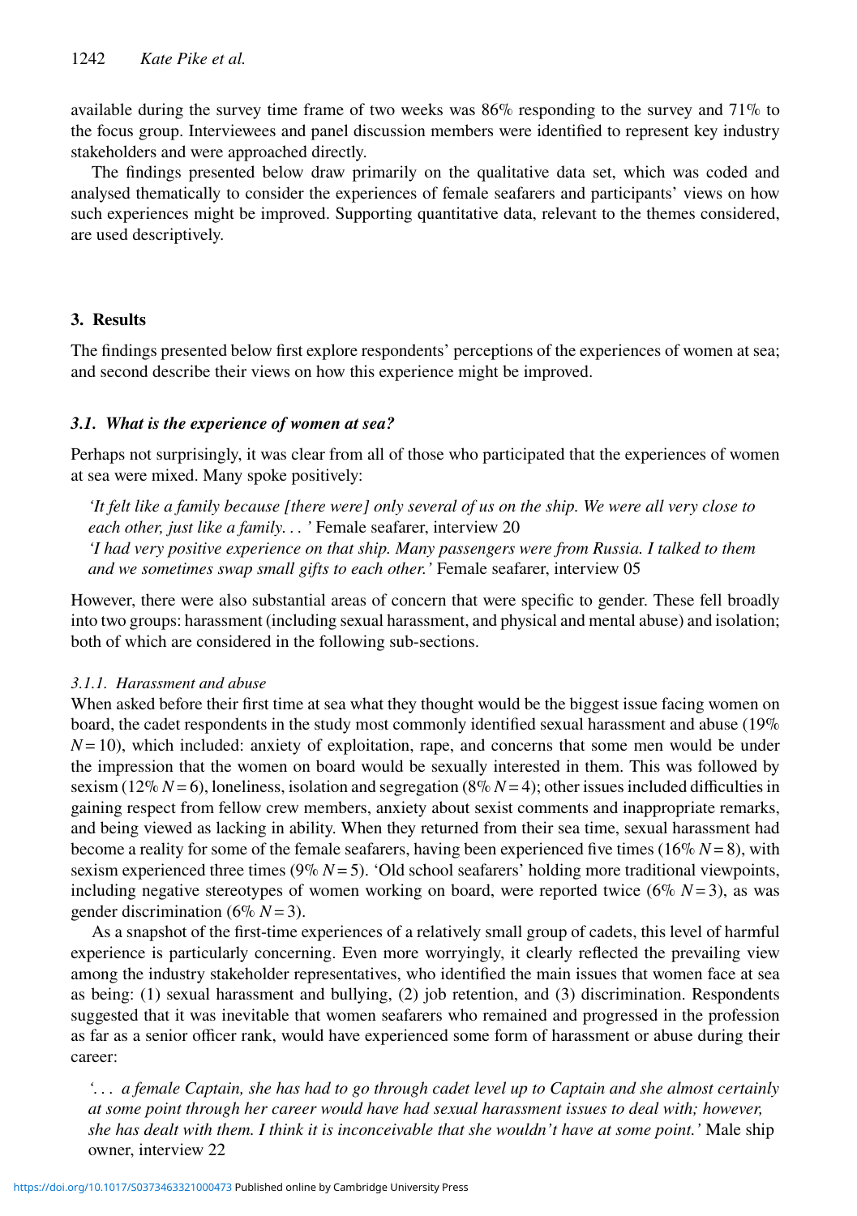available during the survey time frame of two weeks was 86% responding to the survey and 71% to the focus group. Interviewees and panel discussion members were identified to represent key industry stakeholders and were approached directly.

The findings presented below draw primarily on the qualitative data set, which was coded and analysed thematically to consider the experiences of female seafarers and participants' views on how such experiences might be improved. Supporting quantitative data, relevant to the themes considered, are used descriptively.

## 3. Results

The findings presented below first explore respondents' perceptions of the experiences of women at sea; and second describe their views on how this experience might be improved.

### *3.1. What is the experience of women at sea?*

Perhaps not surprisingly, it was clear from all of those who participated that the experiences of women at sea were mixed. Many spoke positively:

> *'It felt like a family because [there were] only several of us on the ship. We were all very close to each other, just like a family. . . '* Female seafarer, interview 20
> *'I had very positive experience on that ship. Many passengers were from Russia. I talked to them and we sometimes swap small gifts to each other.'* Female seafarer, interview 05

However, there were also substantial areas of concern that were specific to gender. These fell broadly into two groups: harassment (including sexual harassment, and physical and mental abuse) and isolation; both of which are considered in the following sub-sections.

#### *3.1.1. Harassment and abuse*

When asked before their first time at sea what they thought would be the biggest issue facing women on board, the cadet respondents in the study most commonly identified sexual harassment and abuse (19% $N = 10$), which included: anxiety of exploitation, rape, and concerns that some men would be under the impression that the women on board would be sexually interested in them. This was followed by sexism (12% $N = 6$), loneliness, isolation and segregation (8% $N = 4$); other issues included difficulties in gaining respect from fellow crew members, anxiety about sexist comments and inappropriate remarks, and being viewed as lacking in ability. When they returned from their sea time, sexual harassment had become a reality for some of the female seafarers, having been experienced five times (16% $N = 8$), with sexism experienced three times (9% $N = 5$). 'Old school seafarers' holding more traditional viewpoints, including negative stereotypes of women working on board, were reported twice (6% $N = 3$), as was gender discrimination (6% $N = 3$).

As a snapshot of the first-time experiences of a relatively small group of cadets, this level of harmful experience is particularly concerning. Even more worryingly, it clearly reflected the prevailing view among the industry stakeholder representatives, who identified the main issues that women face at sea as being: (1) sexual harassment and bullying, (2) job retention, and (3) discrimination. Respondents suggested that it was inevitable that women seafarers who remained and progressed in the profession as far as a senior officer rank, would have experienced some form of harassment or abuse during their career:

> *'. . . a female Captain, she has had to go through cadet level up to Captain and she almost certainly at some point through her career would have had sexual harassment issues to deal with; however, she has dealt with them. I think it is inconceivable that she wouldn't have at some point.'* Male ship owner, interview 22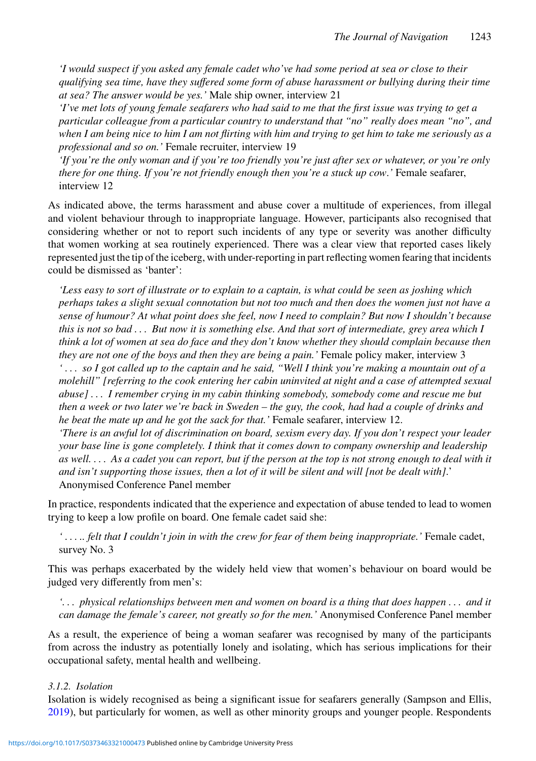*'I would suspect if you asked any female cadet who've had some period at sea or close to their qualifying sea time, have they suffered some form of abuse harassment or bullying during their time at sea? The answer would be yes.'* Male ship owner, interview 21

*'I've met lots of young female seafarers who had said to me that the first issue was trying to get a particular colleague from a particular country to understand that "no" really does mean "no", and when I am being nice to him I am not flirting with him and trying to get him to take me seriously as a professional and so on.'* Female recruiter, interview 19

*'If you're the only woman and if you're too friendly you're just after sex or whatever, or you're only there for one thing. If you're not friendly enough then you're a stuck up cow.'* Female seafarer, interview 12

As indicated above, the terms harassment and abuse cover a multitude of experiences, from illegal and violent behaviour through to inappropriate language. However, participants also recognised that considering whether or not to report such incidents of any type or severity was another difficulty that women working at sea routinely experienced. There was a clear view that reported cases likely represented just the tip of the iceberg, with under-reporting in part reflecting women fearing that incidents could be dismissed as 'banter':

> *'Less easy to sort of illustrate or to explain to a captain, is what could be seen as joshing which perhaps takes a slight sexual connotation but not too much and then does the women just not have a sense of humour? At what point does she feel, now I need to complain? But now I shouldn't because this is not so bad . . . But now it is something else. And that sort of intermediate, grey area which I think a lot of women at sea do face and they don't know whether they should complain because then they are not one of the boys and then they are being a pain.'* Female policy maker, interview 3
>
> *' . . . so I got called up to the captain and he said, "Well I think you're making a mountain out of a molehill" [referring to the cook entering her cabin uninvited at night and a case of attempted sexual abuse] . . . I remember crying in my cabin thinking somebody, somebody come and rescue me but then a week or two later we're back in Sweden – the guy, the cook, had had a couple of drinks and he beat the mate up and he got the sack for that.'* Female seafarer, interview 12.
>
> *'There is an awful lot of discrimination on board, sexism every day. If you don't respect your leader your base line is gone completely. I think that it comes down to company ownership and leadership as well. . . . As a cadet you can report, but if the person at the top is not strong enough to deal with it and isn't supporting those issues, then a lot of it will be silent and will [not be dealt with].'* Anonymised Conference Panel member

In practice, respondents indicated that the experience and expectation of abuse tended to lead to women trying to keep a low profile on board. One female cadet said she:

> *' . . . .. felt that I couldn't join in with the crew for fear of them being inappropriate.'* Female cadet, survey No. 3

This was perhaps exacerbated by the widely held view that women's behaviour on board would be judged very differently from men's:

> *'. . . physical relationships between men and women on board is a thing that does happen . . . and it can damage the female's career, not greatly so for the men.'* Anonymised Conference Panel member

As a result, the experience of being a woman seafarer was recognised by many of the participants from across the industry as potentially lonely and isolating, which has serious implications for their occupational safety, mental health and wellbeing.

#### *3.1.2. Isolation*

Isolation is widely recognised as being a significant issue for seafarers generally (Sampson and Ellis, 2019), but particularly for women, as well as other minority groups and younger people. Respondents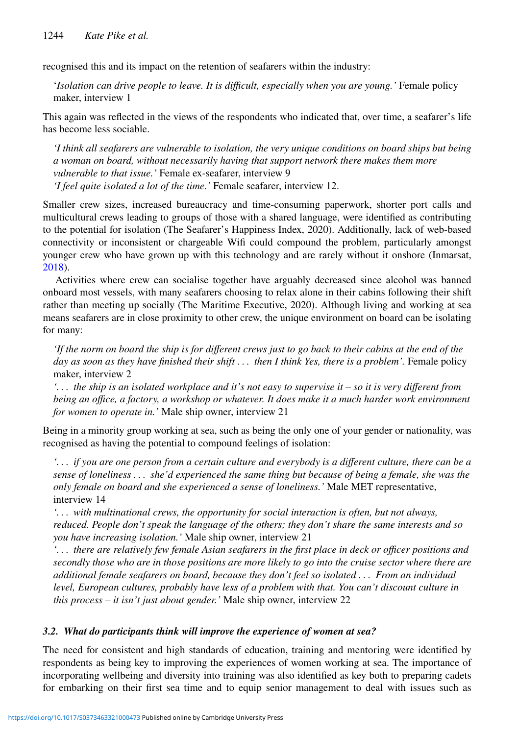recognised this and its impact on the retention of seafarers within the industry:

> '*Isolation can drive people to leave. It is difficult, especially when you are young.'* Female policy maker, interview 1

This again was reflected in the views of the respondents who indicated that, over time, a seafarer's life has become less sociable.

> *'I think all seafarers are vulnerable to isolation, the very unique conditions on board ships but being a woman on board, without necessarily having that support network there makes them more vulnerable to that issue.'* Female ex-seafarer, interview 9
>
> *'I feel quite isolated a lot of the time.'* Female seafarer, interview 12.

Smaller crew sizes, increased bureaucracy and time-consuming paperwork, shorter port calls and multicultural crews leading to groups of those with a shared language, were identified as contributing to the potential for isolation (The Seafarer's Happiness Index, 2020). Additionally, lack of web-based connectivity or inconsistent or chargeable Wifi could compound the problem, particularly amongst younger crew who have grown up with this technology and are rarely without it onshore (Inmarsat, 2018).

Activities where crew can socialise together have arguably decreased since alcohol was banned onboard most vessels, with many seafarers choosing to relax alone in their cabins following their shift rather than meeting up socially (The Maritime Executive, 2020). Although living and working at sea means seafarers are in close proximity to other crew, the unique environment on board can be isolating for many:

> *'If the norm on board the ship is for different crews just to go back to their cabins at the end of the day as soon as they have finished their shift . . . then I think Yes, there is a problem'.* Female policy maker, interview 2
>
> *'. . . the ship is an isolated workplace and it's not easy to supervise it – so it is very different from being an office, a factory, a workshop or whatever. It does make it a much harder work environment for women to operate in.'* Male ship owner, interview 21

Being in a minority group working at sea, such as being the only one of your gender or nationality, was recognised as having the potential to compound feelings of isolation:

> *'. . . if you are one person from a certain culture and everybody is a different culture, there can be a sense of loneliness . . . she'd experienced the same thing but because of being a female, she was the only female on board and she experienced a sense of loneliness.'* Male MET representative, interview 14
>
> *'. . . with multinational crews, the opportunity for social interaction is often, but not always, reduced. People don't speak the language of the others; they don't share the same interests and so you have increasing isolation.'* Male ship owner, interview 21
>
> *'. . . there are relatively few female Asian seafarers in the first place in deck or officer positions and secondly those who are in those positions are more likely to go into the cruise sector where there are additional female seafarers on board, because they don't feel so isolated . . . From an individual level, European cultures, probably have less of a problem with that. You can't discount culture in this process – it isn't just about gender.'* Male ship owner, interview 22

### *3.2. What do participants think will improve the experience of women at sea?*

The need for consistent and high standards of education, training and mentoring were identified by respondents as being key to improving the experiences of women working at sea. The importance of incorporating wellbeing and diversity into training was also identified as key both to preparing cadets for embarking on their first sea time and to equip senior management to deal with issues such as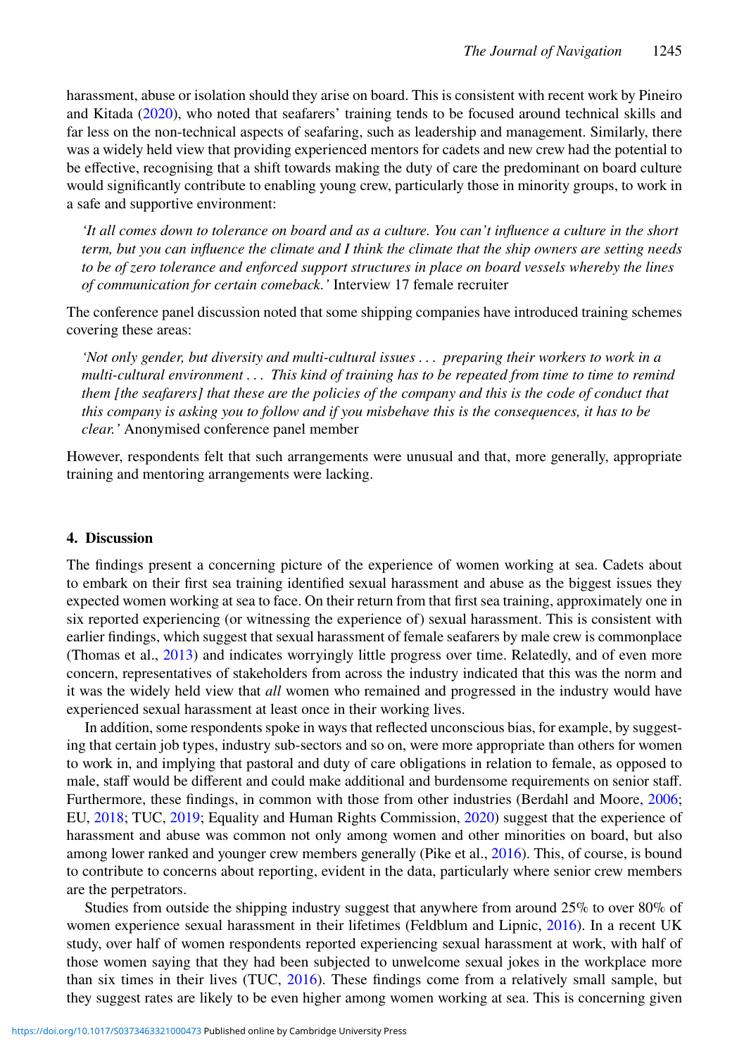harassment, abuse or isolation should they arise on board. This is consistent with recent work by Pineiro and Kitada (2020), who noted that seafarers' training tends to be focused around technical skills and far less on the non-technical aspects of seafaring, such as leadership and management. Similarly, there was a widely held view that providing experienced mentors for cadets and new crew had the potential to be effective, recognising that a shift towards making the duty of care the predominant on board culture would significantly contribute to enabling young crew, particularly those in minority groups, to work in a safe and supportive environment:

> *'It all comes down to tolerance on board and as a culture. You can't influence a culture in the short term, but you can influence the climate and I think the climate that the ship owners are setting needs to be of zero tolerance and enforced support structures in place on board vessels whereby the lines of communication for certain comeback.'* Interview 17 female recruiter

The conference panel discussion noted that some shipping companies have introduced training schemes covering these areas:

> *'Not only gender, but diversity and multi-cultural issues . . . preparing their workers to work in a multi-cultural environment . . . This kind of training has to be repeated from time to time to remind them [the seafarers] that these are the policies of the company and this is the code of conduct that this company is asking you to follow and if you misbehave this is the consequences, it has to be clear.'* Anonymised conference panel member

However, respondents felt that such arrangements were unusual and that, more generally, appropriate training and mentoring arrangements were lacking.

## 4. Discussion

The findings present a concerning picture of the experience of women working at sea. Cadets about to embark on their first sea training identified sexual harassment and abuse as the biggest issues they expected women working at sea to face. On their return from that first sea training, approximately one in six reported experiencing (or witnessing the experience of) sexual harassment. This is consistent with earlier findings, which suggest that sexual harassment of female seafarers by male crew is commonplace (Thomas et al., 2013) and indicates worryingly little progress over time. Relatedly, and of even more concern, representatives of stakeholders from across the industry indicated that this was the norm and it was the widely held view that *all* women who remained and progressed in the industry would have experienced sexual harassment at least once in their working lives.

In addition, some respondents spoke in ways that reflected unconscious bias, for example, by suggesting that certain job types, industry sub-sectors and so on, were more appropriate than others for women to work in, and implying that pastoral and duty of care obligations in relation to female, as opposed to male, staff would be different and could make additional and burdensome requirements on senior staff. Furthermore, these findings, in common with those from other industries (Berdahl and Moore, 2006; EU, 2018; TUC, 2019; Equality and Human Rights Commission, 2020) suggest that the experience of harassment and abuse was common not only among women and other minorities on board, but also among lower ranked and younger crew members generally (Pike et al., 2016). This, of course, is bound to contribute to concerns about reporting, evident in the data, particularly where senior crew members are the perpetrators.

Studies from outside the shipping industry suggest that anywhere from around 25% to over 80% of women experience sexual harassment in their lifetimes (Feldblum and Lipnic, 2016). In a recent UK study, over half of women respondents reported experiencing sexual harassment at work, with half of those women saying that they had been subjected to unwelcome sexual jokes in the workplace more than six times in their lives (TUC, 2016). These findings come from a relatively small sample, but they suggest rates are likely to be even higher among women working at sea. This is concerning given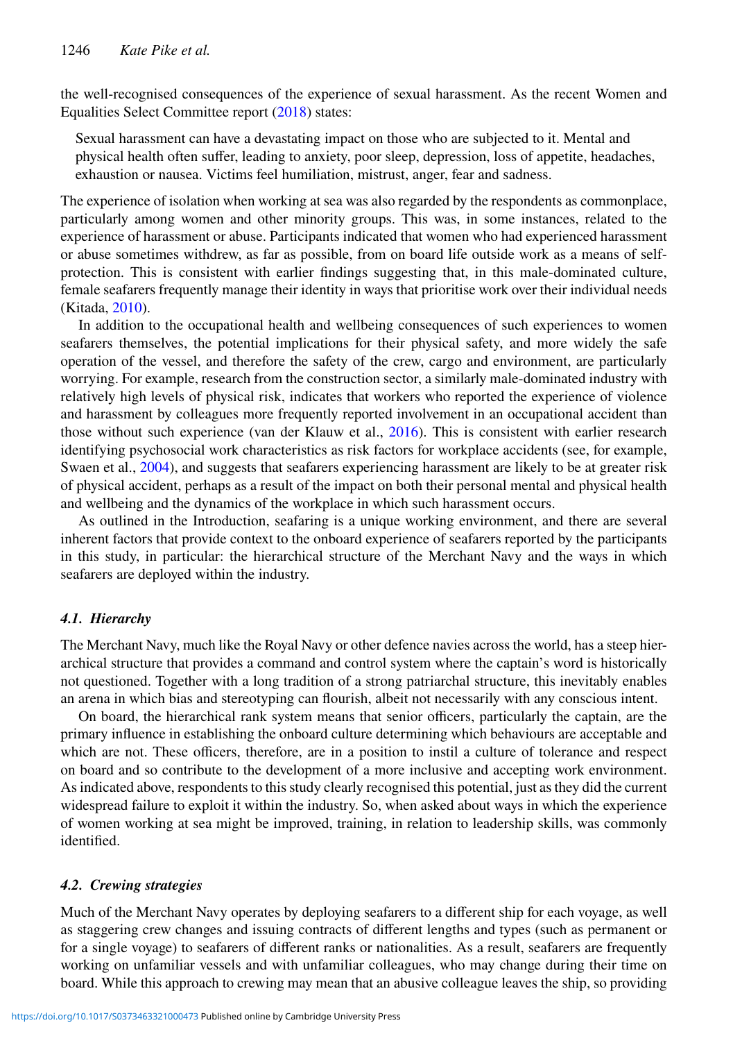the well-recognised consequences of the experience of sexual harassment. As the recent Women and Equalities Select Committee report (2018) states:

> Sexual harassment can have a devastating impact on those who are subjected to it. Mental and physical health often suffer, leading to anxiety, poor sleep, depression, loss of appetite, headaches, exhaustion or nausea. Victims feel humiliation, mistrust, anger, fear and sadness.

The experience of isolation when working at sea was also regarded by the respondents as commonplace, particularly among women and other minority groups. This was, in some instances, related to the experience of harassment or abuse. Participants indicated that women who had experienced harassment or abuse sometimes withdrew, as far as possible, from on board life outside work as a means of self-protection. This is consistent with earlier findings suggesting that, in this male-dominated culture, female seafarers frequently manage their identity in ways that prioritise work over their individual needs (Kitada, 2010).

In addition to the occupational health and wellbeing consequences of such experiences to women seafarers themselves, the potential implications for their physical safety, and more widely the safe operation of the vessel, and therefore the safety of the crew, cargo and environment, are particularly worrying. For example, research from the construction sector, a similarly male-dominated industry with relatively high levels of physical risk, indicates that workers who reported the experience of violence and harassment by colleagues more frequently reported involvement in an occupational accident than those without such experience (van der Klauw et al., 2016). This is consistent with earlier research identifying psychosocial work characteristics as risk factors for workplace accidents (see, for example, Swaen et al., 2004), and suggests that seafarers experiencing harassment are likely to be at greater risk of physical accident, perhaps as a result of the impact on both their personal mental and physical health and wellbeing and the dynamics of the workplace in which such harassment occurs.

As outlined in the Introduction, seafaring is a unique working environment, and there are several inherent factors that provide context to the onboard experience of seafarers reported by the participants in this study, in particular: the hierarchical structure of the Merchant Navy and the ways in which seafarers are deployed within the industry.

### *4.1. Hierarchy*

The Merchant Navy, much like the Royal Navy or other defence navies across the world, has a steep hierarchical structure that provides a command and control system where the captain's word is historically not questioned. Together with a long tradition of a strong patriarchal structure, this inevitably enables an arena in which bias and stereotyping can flourish, albeit not necessarily with any conscious intent.

On board, the hierarchical rank system means that senior officers, particularly the captain, are the primary influence in establishing the onboard culture determining which behaviours are acceptable and which are not. These officers, therefore, are in a position to instil a culture of tolerance and respect on board and so contribute to the development of a more inclusive and accepting work environment. As indicated above, respondents to this study clearly recognised this potential, just as they did the current widespread failure to exploit it within the industry. So, when asked about ways in which the experience of women working at sea might be improved, training, in relation to leadership skills, was commonly identified.

### *4.2. Crewing strategies*

Much of the Merchant Navy operates by deploying seafarers to a different ship for each voyage, as well as staggering crew changes and issuing contracts of different lengths and types (such as permanent or for a single voyage) to seafarers of different ranks or nationalities. As a result, seafarers are frequently working on unfamiliar vessels and with unfamiliar colleagues, who may change during their time on board. While this approach to crewing may mean that an abusive colleague leaves the ship, so providing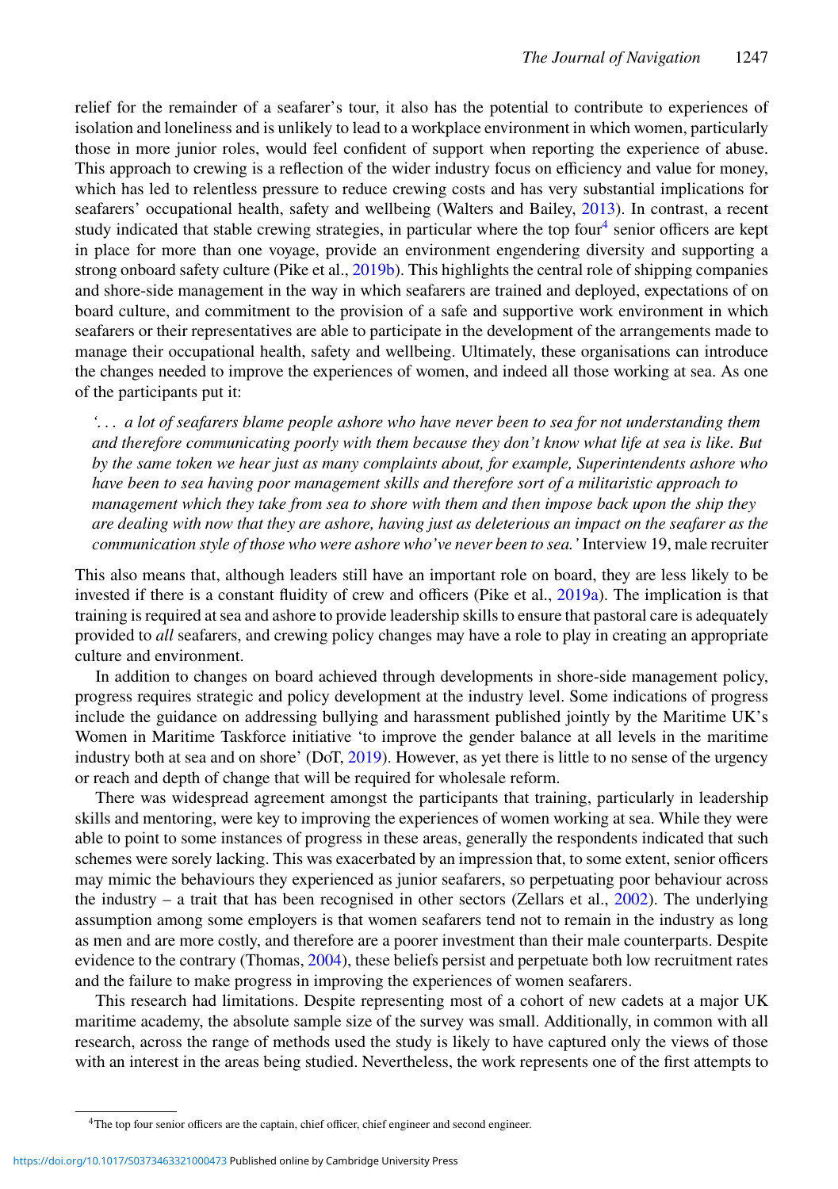relief for the remainder of a seafarer's tour, it also has the potential to contribute to experiences of isolation and loneliness and is unlikely to lead to a workplace environment in which women, particularly those in more junior roles, would feel confident of support when reporting the experience of abuse. This approach to crewing is a reflection of the wider industry focus on efficiency and value for money, which has led to relentless pressure to reduce crewing costs and has very substantial implications for seafarers' occupational health, safety and wellbeing (Walters and Bailey, 2013). In contrast, a recent study indicated that stable crewing strategies, in particular where the top four[4] senior officers are kept in place for more than one voyage, provide an environment engendering diversity and supporting a strong onboard safety culture (Pike et al., 2019b). This highlights the central role of shipping companies and shore-side management in the way in which seafarers are trained and deployed, expectations of on board culture, and commitment to the provision of a safe and supportive work environment in which seafarers or their representatives are able to participate in the development of the arrangements made to manage their occupational health, safety and wellbeing. Ultimately, these organisations can introduce the changes needed to improve the experiences of women, and indeed all those working at sea. As one of the participants put it:

> *'... a lot of seafarers blame people ashore who have never been to sea for not understanding them and therefore communicating poorly with them because they don't know what life at sea is like. But by the same token we hear just as many complaints about, for example, Superintendents ashore who have been to sea having poor management skills and therefore sort of a militaristic approach to management which they take from sea to shore with them and then impose back upon the ship they are dealing with now that they are ashore, having just as deleterious an impact on the seafarer as the communication style of those who were ashore who've never been to sea.'* Interview 19, male recruiter

This also means that, although leaders still have an important role on board, they are less likely to be invested if there is a constant fluidity of crew and officers (Pike et al., 2019a). The implication is that training is required at sea and ashore to provide leadership skills to ensure that pastoral care is adequately provided to *all* seafarers, and crewing policy changes may have a role to play in creating an appropriate culture and environment.

In addition to changes on board achieved through developments in shore-side management policy, progress requires strategic and policy development at the industry level. Some indications of progress include the guidance on addressing bullying and harassment published jointly by the Maritime UK's Women in Maritime Taskforce initiative 'to improve the gender balance at all levels in the maritime industry both at sea and on shore' (DoT, 2019). However, as yet there is little to no sense of the urgency or reach and depth of change that will be required for wholesale reform.

There was widespread agreement amongst the participants that training, particularly in leadership skills and mentoring, were key to improving the experiences of women working at sea. While they were able to point to some instances of progress in these areas, generally the respondents indicated that such schemes were sorely lacking. This was exacerbated by an impression that, to some extent, senior officers may mimic the behaviours they experienced as junior seafarers, so perpetuating poor behaviour across the industry – a trait that has been recognised in other sectors (Zellars et al., 2002). The underlying assumption among some employers is that women seafarers tend not to remain in the industry as long as men and are more costly, and therefore are a poorer investment than their male counterparts. Despite evidence to the contrary (Thomas, 2004), these beliefs persist and perpetuate both low recruitment rates and the failure to make progress in improving the experiences of women seafarers.

This research had limitations. Despite representing most of a cohort of new cadets at a major UK maritime academy, the absolute sample size of the survey was small. Additionally, in common with all research, across the range of methods used the study is likely to have captured only the views of those with an interest in the areas being studied. Nevertheless, the work represents one of the first attempts to

[4] The top four senior officers are the captain, chief officer, chief engineer and second engineer.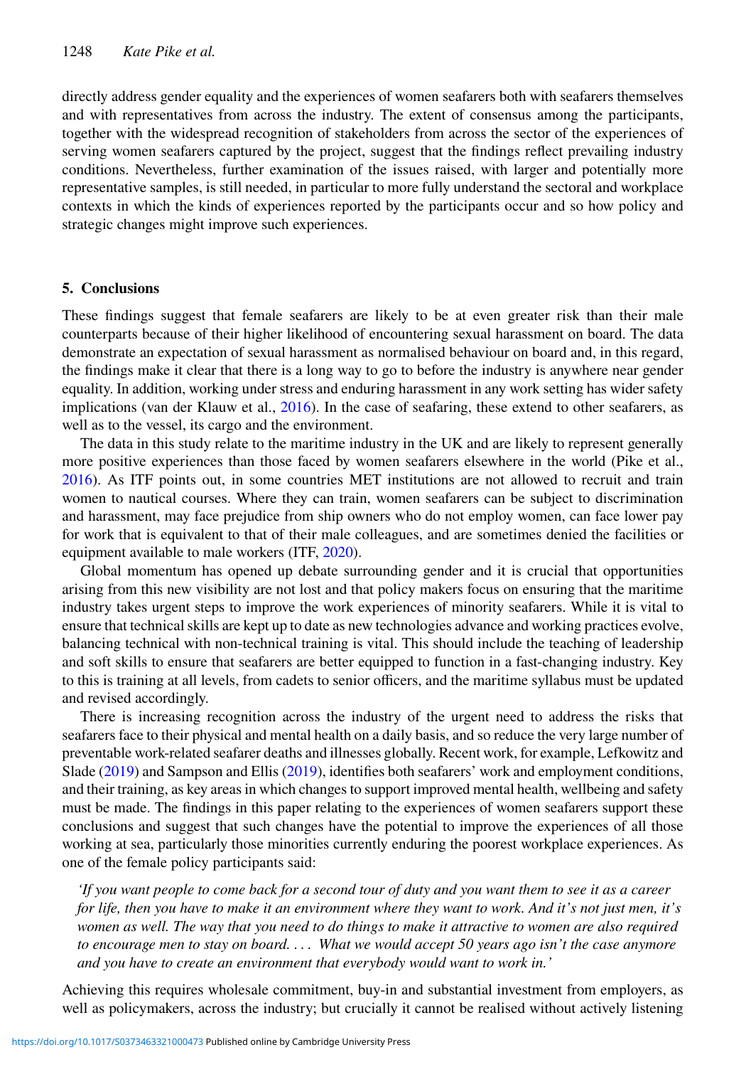directly address gender equality and the experiences of women seafarers both with seafarers themselves and with representatives from across the industry. The extent of consensus among the participants, together with the widespread recognition of stakeholders from across the sector of the experiences of serving women seafarers captured by the project, suggest that the findings reflect prevailing industry conditions. Nevertheless, further examination of the issues raised, with larger and potentially more representative samples, is still needed, in particular to more fully understand the sectoral and workplace contexts in which the kinds of experiences reported by the participants occur and so how policy and strategic changes might improve such experiences.

## 5. Conclusions

These findings suggest that female seafarers are likely to be at even greater risk than their male counterparts because of their higher likelihood of encountering sexual harassment on board. The data demonstrate an expectation of sexual harassment as normalised behaviour on board and, in this regard, the findings make it clear that there is a long way to go to before the industry is anywhere near gender equality. In addition, working under stress and enduring harassment in any work setting has wider safety implications (van der Klauw et al., 2016). In the case of seafaring, these extend to other seafarers, as well as to the vessel, its cargo and the environment.

The data in this study relate to the maritime industry in the UK and are likely to represent generally more positive experiences than those faced by women seafarers elsewhere in the world (Pike et al., 2016). As ITF points out, in some countries MET institutions are not allowed to recruit and train women to nautical courses. Where they can train, women seafarers can be subject to discrimination and harassment, may face prejudice from ship owners who do not employ women, can face lower pay for work that is equivalent to that of their male colleagues, and are sometimes denied the facilities or equipment available to male workers (ITF, 2020).

Global momentum has opened up debate surrounding gender and it is crucial that opportunities arising from this new visibility are not lost and that policy makers focus on ensuring that the maritime industry takes urgent steps to improve the work experiences of minority seafarers. While it is vital to ensure that technical skills are kept up to date as new technologies advance and working practices evolve, balancing technical with non-technical training is vital. This should include the teaching of leadership and soft skills to ensure that seafarers are better equipped to function in a fast-changing industry. Key to this is training at all levels, from cadets to senior officers, and the maritime syllabus must be updated and revised accordingly.

There is increasing recognition across the industry of the urgent need to address the risks that seafarers face to their physical and mental health on a daily basis, and so reduce the very large number of preventable work-related seafarer deaths and illnesses globally. Recent work, for example, Lefkowitz and Slade (2019) and Sampson and Ellis (2019), identifies both seafarers' work and employment conditions, and their training, as key areas in which changes to support improved mental health, wellbeing and safety must be made. The findings in this paper relating to the experiences of women seafarers support these conclusions and suggest that such changes have the potential to improve the experiences of all those working at sea, particularly those minorities currently enduring the poorest workplace experiences. As one of the female policy participants said:

> *'If you want people to come back for a second tour of duty and you want them to see it as a career for life, then you have to make it an environment where they want to work. And it's not just men, it's women as well. The way that you need to do things to make it attractive to women are also required to encourage men to stay on board. . . . What we would accept 50 years ago isn't the case anymore and you have to create an environment that everybody would want to work in.'*

Achieving this requires wholesale commitment, buy-in and substantial investment from employers, as well as policymakers, across the industry; but crucially it cannot be realised without actively listening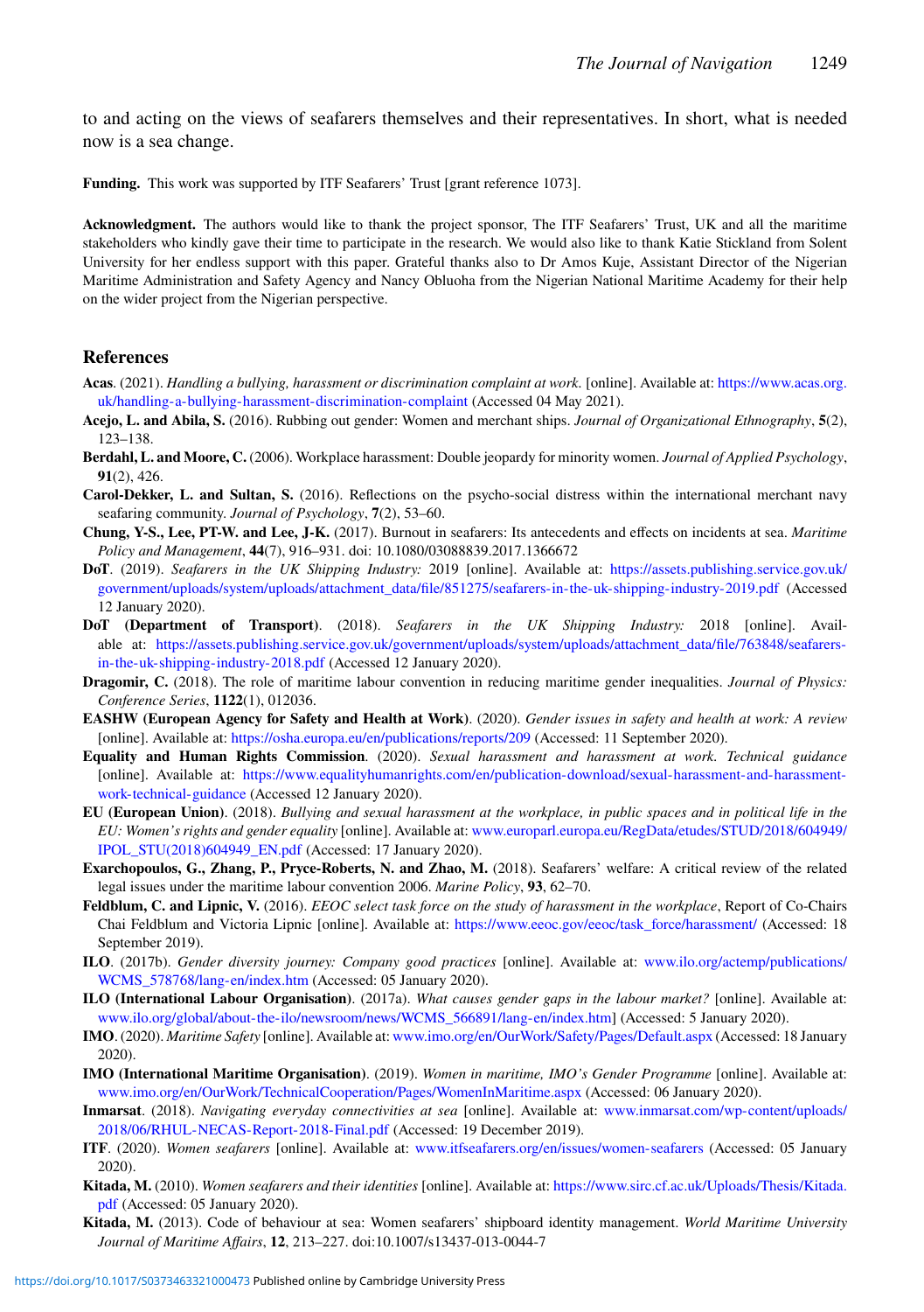to and acting on the views of seafarers themselves and their representatives. In short, what is needed now is a sea change.

**Funding.** This work was supported by ITF Seafarers' Trust [grant reference 1073].

**Acknowledgment.** The authors would like to thank the project sponsor, The ITF Seafarers' Trust, UK and all the maritime stakeholders who kindly gave their time to participate in the research. We would also like to thank Katie Stickland from Solent University for her endless support with this paper. Grateful thanks also to Dr Amos Kuje, Assistant Director of the Nigerian Maritime Administration and Safety Agency and Nancy Obluoha from the Nigerian National Maritime Academy for their help on the wider project from the Nigerian perspective.

## References

**Acas**. (2021). *Handling a bullying, harassment or discrimination complaint at work.* [online]. Available at: https://www.acas.org.uk/handling-a-bullying-harassment-discrimination-complaint (Accessed 04 May 2021).

**Acejo, L. and Abila, S.** (2016). Rubbing out gender: Women and merchant ships. *Journal of Organizational Ethnography*, **5**(2), 123–138.

**Berdahl, L. and Moore, C.** (2006). Workplace harassment: Double jeopardy for minority women. *Journal of Applied Psychology*, **91**(2), 426.

**Carol-Dekker, L. and Sultan, S.** (2016). Reflections on the psycho-social distress within the international merchant navy seafaring community. *Journal of Psychology*, **7**(2), 53–60.

**Chung, Y-S., Lee, PT-W. and Lee, J-K.** (2017). Burnout in seafarers: Its antecedents and effects on incidents at sea. *Maritime Policy and Management*, **44**(7), 916–931. doi: 10.1080/03088839.2017.1366672

**DoT**. (2019). *Seafarers in the UK Shipping Industry:* 2019 [online]. Available at: https://assets.publishing.service.gov.uk/government/uploads/system/uploads/attachment_data/file/851275/seafarers-in-the-uk-shipping-industry-2019.pdf (Accessed 12 January 2020).

**DoT (Department of Transport)**. (2018). *Seafarers in the UK Shipping Industry:* 2018 [online]. Available at: https://assets.publishing.service.gov.uk/government/uploads/system/uploads/attachment_data/file/763848/seafarers-in-the-uk-shipping-industry-2018.pdf (Accessed 12 January 2020).

**Dragomir, C.** (2018). The role of maritime labour convention in reducing maritime gender inequalities. *Journal of Physics: Conference Series*, **1122**(1), 012036.

**EASHW (European Agency for Safety and Health at Work)**. (2020). *Gender issues in safety and health at work: A review* [online]. Available at: https://osha.europa.eu/en/publications/reports/209 (Accessed: 11 September 2020).

**Equality and Human Rights Commission**. (2020). *Sexual harassment and harassment at work. Technical guidance* [online]. Available at: https://www.equalityhumanrights.com/en/publication-download/sexual-harassment-and-harassment-work-technical-guidance (Accessed 12 January 2020).

**EU (European Union)**. (2018). *Bullying and sexual harassment at the workplace, in public spaces and in political life in the EU: Women's rights and gender equality* [online]. Available at: www.europarl.europa.eu/RegData/etudes/STUD/2018/604949/IPOL_STU(2018)604949_EN.pdf (Accessed: 17 January 2020).

**Exarchopoulos, G., Zhang, P., Pryce-Roberts, N. and Zhao, M.** (2018). Seafarers' welfare: A critical review of the related legal issues under the maritime labour convention 2006. *Marine Policy*, **93**, 62–70.

**Feldblum, C. and Lipnic, V.** (2016). *EEOC select task force on the study of harassment in the workplace*, Report of Co-Chairs Chai Feldblum and Victoria Lipnic [online]. Available at: https://www.eeoc.gov/eeoc/task_force/harassment/ (Accessed: 18 September 2019).

**ILO**. (2017b). *Gender diversity journey: Company good practices* [online]. Available at: www.ilo.org/actemp/publications/WCMS_578768/lang-en/index.htm (Accessed: 05 January 2020).

**ILO (International Labour Organisation)**. (2017a). *What causes gender gaps in the labour market?* [online]. Available at: www.ilo.org/global/about-the-ilo/newsroom/news/WCMS_566891/lang-en/index.htm] (Accessed: 5 January 2020).

**IMO**. (2020). *Maritime Safety* [online]. Available at: www.imo.org/en/OurWork/Safety/Pages/Default.aspx (Accessed: 18 January 2020).

**IMO (International Maritime Organisation)**. (2019). *Women in maritime, IMO's Gender Programme* [online]. Available at: www.imo.org/en/OurWork/TechnicalCooperation/Pages/WomenInMaritime.aspx (Accessed: 06 January 2020).

**Inmarsat**. (2018). *Navigating everyday connectivities at sea* [online]. Available at: www.inmarsat.com/wp-content/uploads/2018/06/RHUL-NECAS-Report-2018-Final.pdf (Accessed: 19 December 2019).

**ITF**. (2020). *Women seafarers* [online]. Available at: www.itfseafarers.org/en/issues/women-seafarers (Accessed: 05 January 2020).

**Kitada, M.** (2010). *Women seafarers and their identities* [online]. Available at: https://www.sirc.cf.ac.uk/Uploads/Thesis/Kitada.pdf (Accessed: 05 January 2020).

**Kitada, M.** (2013). Code of behaviour at sea: Women seafarers' shipboard identity management. *World Maritime University Journal of Maritime Affairs*, **12**, 213–227. doi:10.1007/s13437-013-0044-7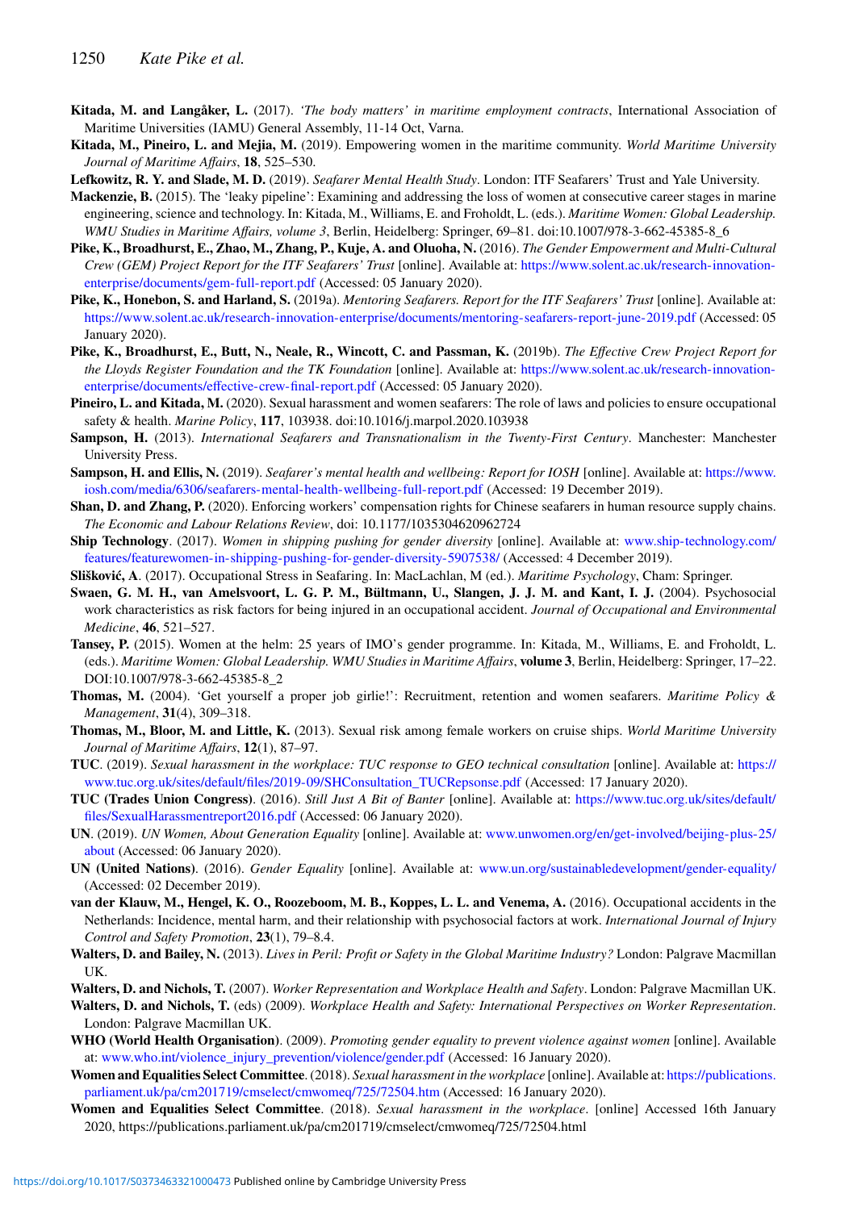**Kitada, M. and Langåker, L.** (2017). *'The body matters' in maritime employment contracts*, International Association of Maritime Universities (IAMU) General Assembly, 11-14 Oct, Varna.

**Kitada, M., Pineiro, L. and Mejia, M.** (2019). Empowering women in the maritime community. *World Maritime University Journal of Maritime Affairs*, **18**, 525–530.

**Lefkowitz, R. Y. and Slade, M. D.** (2019). *Seafarer Mental Health Study*. London: ITF Seafarers' Trust and Yale University.

**Mackenzie, B.** (2015). The 'leaky pipeline': Examining and addressing the loss of women at consecutive career stages in marine engineering, science and technology. In: Kitada, M., Williams, E. and Froholdt, L. (eds.). *Maritime Women: Global Leadership. WMU Studies in Maritime Affairs, volume 3*, Berlin, Heidelberg: Springer, 69–81. doi:10.1007/978-3-662-45385-8_6

**Pike, K., Broadhurst, E., Zhao, M., Zhang, P., Kuje, A. and Oluoha, N.** (2016). *The Gender Empowerment and Multi-Cultural Crew (GEM) Project Report for the ITF Seafarers' Trust* [online]. Available at: https://www.solent.ac.uk/research-innovation-enterprise/documents/gem-full-report.pdf (Accessed: 05 January 2020).

**Pike, K., Honebon, S. and Harland, S.** (2019a). *Mentoring Seafarers. Report for the ITF Seafarers' Trust* [online]. Available at: https://www.solent.ac.uk/research-innovation-enterprise/documents/mentoring-seafarers-report-june-2019.pdf (Accessed: 05 January 2020).

**Pike, K., Broadhurst, E., Butt, N., Neale, R., Wincott, C. and Passman, K.** (2019b). *The Effective Crew Project Report for the Lloyds Register Foundation and the TK Foundation* [online]. Available at: https://www.solent.ac.uk/research-innovation-enterprise/documents/effective-crew-final-report.pdf (Accessed: 05 January 2020).

**Pineiro, L. and Kitada, M.** (2020). Sexual harassment and women seafarers: The role of laws and policies to ensure occupational safety & health. *Marine Policy*, **117**, 103938. doi:10.1016/j.marpol.2020.103938

**Sampson, H.** (2013). *International Seafarers and Transnationalism in the Twenty-First Century*. Manchester: Manchester University Press.

**Sampson, H. and Ellis, N.** (2019). *Seafarer's mental health and wellbeing: Report for IOSH* [online]. Available at: https://www.iosh.com/media/6306/seafarers-mental-health-wellbeing-full-report.pdf (Accessed: 19 December 2019).

**Shan, D. and Zhang, P.** (2020). Enforcing workers' compensation rights for Chinese seafarers in human resource supply chains. *The Economic and Labour Relations Review*, doi: 10.1177/1035304620962724

**Ship Technology**. (2017). *Women in shipping pushing for gender diversity* [online]. Available at: www.ship-technology.com/features/featurewomen-in-shipping-pushing-for-gender-diversity-5907538/ (Accessed: 4 December 2019).

**Slišković, A**. (2017). Occupational Stress in Seafaring. In: MacLachlan, M (ed.). *Maritime Psychology*, Cham: Springer.

**Swaen, G. M. H., van Amelsvoort, L. G. P. M., Bültmann, U., Slangen, J. J. M. and Kant, I. J.** (2004). Psychosocial work characteristics as risk factors for being injured in an occupational accident. *Journal of Occupational and Environmental Medicine*, **46**, 521–527.

**Tansey, P.** (2015). Women at the helm: 25 years of IMO's gender programme. In: Kitada, M., Williams, E. and Froholdt, L. (eds.). *Maritime Women: Global Leadership. WMU Studies in Maritime Affairs*, **volume 3**, Berlin, Heidelberg: Springer, 17–22. DOI:10.1007/978-3-662-45385-8_2

**Thomas, M.** (2004). 'Get yourself a proper job girlie!': Recruitment, retention and women seafarers. *Maritime Policy & Management*, **31**(4), 309–318.

**Thomas, M., Bloor, M. and Little, K.** (2013). Sexual risk among female workers on cruise ships. *World Maritime University Journal of Maritime Affairs*, **12**(1), 87–97.

**TUC**. (2019). *Sexual harassment in the workplace: TUC response to GEO technical consultation* [online]. Available at: https://www.tuc.org.uk/sites/default/files/2019-09/SHConsultation_TUCRepsonse.pdf (Accessed: 17 January 2020).

**TUC (Trades Union Congress)**. (2016). *Still Just A Bit of Banter* [online]. Available at: https://www.tuc.org.uk/sites/default/files/SexualHarassmentreport2016.pdf (Accessed: 06 January 2020).

**UN**. (2019). *UN Women, About Generation Equality* [online]. Available at: www.unwomen.org/en/get-involved/beijing-plus-25/about (Accessed: 06 January 2020).

**UN (United Nations)**. (2016). *Gender Equality* [online]. Available at: www.un.org/sustainabledevelopment/gender-equality/ (Accessed: 02 December 2019).

**van der Klauw, M., Hengel, K. O., Roozeboom, M. B., Koppes, L. L. and Venema, A.** (2016). Occupational accidents in the Netherlands: Incidence, mental harm, and their relationship with psychosocial factors at work. *International Journal of Injury Control and Safety Promotion*, **23**(1), 79–8.4.

**Walters, D. and Bailey, N.** (2013). *Lives in Peril: Profit or Safety in the Global Maritime Industry?* London: Palgrave Macmillan UK.

**Walters, D. and Nichols, T.** (2007). *Worker Representation and Workplace Health and Safety*. London: Palgrave Macmillan UK.

**Walters, D. and Nichols, T.** (eds) (2009). *Workplace Health and Safety: International Perspectives on Worker Representation*. London: Palgrave Macmillan UK.

**WHO (World Health Organisation)**. (2009). *Promoting gender equality to prevent violence against women* [online]. Available at: www.who.int/violence_injury_prevention/violence/gender.pdf (Accessed: 16 January 2020).

**Women and Equalities Select Committee**. (2018). *Sexual harassment in the workplace* [online]. Available at: https://publications.parliament.uk/pa/cm201719/cmselect/cmwomeq/725/72504.htm (Accessed: 16 January 2020).

**Women and Equalities Select Committee**. (2018). *Sexual harassment in the workplace*. [online] Accessed 16th January 2020, https://publications.parliament.uk/pa/cm201719/cmselect/cmwomeq/725/72504.html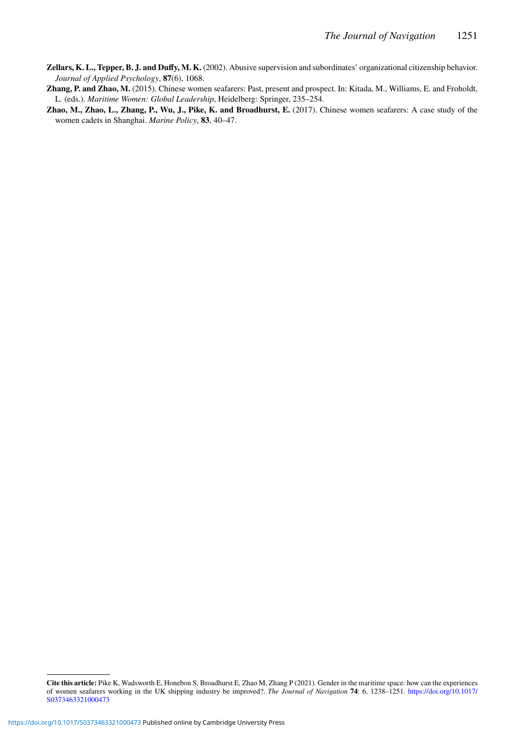**Zellars, K. L., Tepper, B. J. and Duffy, M. K.** (2002). Abusive supervision and subordinates' organizational citizenship behavior. *Journal of Applied Psychology*, **87**(6), 1068.

**Zhang, P. and Zhao, M.** (2015). Chinese women seafarers: Past, present and prospect. In: Kitada, M., Williams, E. and Froholdt, L. (eds.). *Maritime Women: Global Leadership*, Heidelberg: Springer, 235–254.

**Zhao, M., Zhao, L., Zhang, P., Wu, J., Pike, K. and Broadhurst, E.** (2017). Chinese women seafarers: A case study of the women cadets in Shanghai. *Marine Policy*, **83**, 40–47.

**Cite this article:** Pike K, Wadsworth E, Honebon S, Broadhurst E, Zhao M, Zhang P (2021). Gender in the maritime space: how can the experiences of women seafarers working in the UK shipping industry be improved?. *The Journal of Navigation* **74**: 6, 1238–1251. https://doi.org/10.1017/S0373463321000473